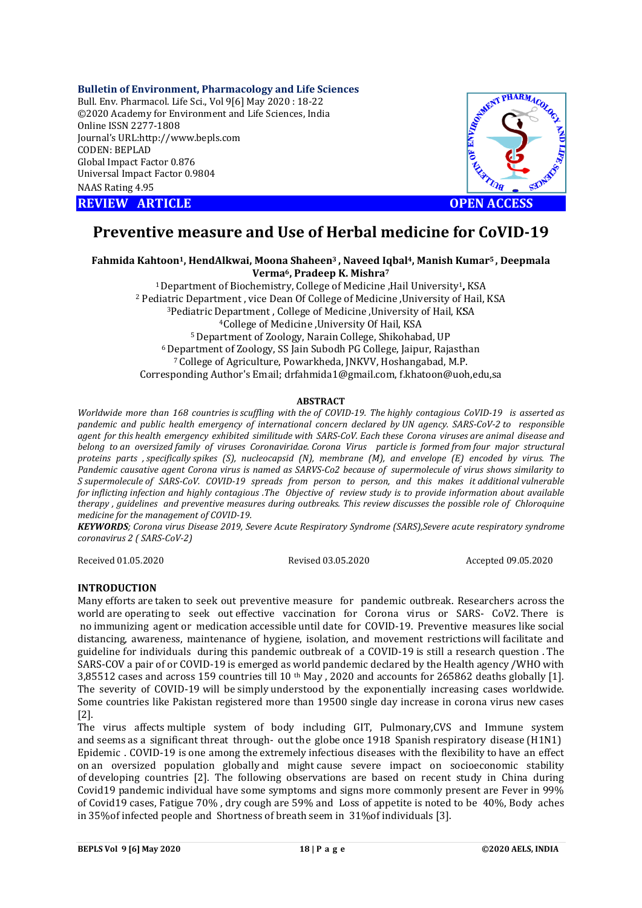**Bulletin of Environment, Pharmacology and Life Sciences**
Bull. Env. Pharmacol. Life Sci., Vol 9[6] May 2020 : 18-22
©2020 Academy for Environment and Life Sciences, India
Online ISSN 2277-1808
Journal's URL:http://www.bepls.com
CODEN: BEPLAD
Global Impact Factor 0.876
Universal Impact Factor 0.9804
NAAS Rating 4.95

**REVIEW ARTICLE** **OPEN ACCESS**

# Preventive measure and Use of Herbal medicine for CoVID-19

**Fahmida Kahtoon[1], HendAlkwai, Moona Shaheen[3] , Naveed Iqbal[4], Manish Kumar[5] , Deepmala Verma[6], Pradeep K. Mishra[7]**

[1] Department of Biochemistry, College of Medicine ,Hail University[1], KSA
[2] Pediatric Department , vice Dean Of College of Medicine ,University of Hail, KSA
[3] Pediatric Department , College of Medicine ,University of Hail, KSA
[4] College of Medicine ,University Of Hail, KSA
[5] Department of Zoology, Narain College, Shikohabad, UP
[6] Department of Zoology, SS Jain Subodh PG College, Jaipur, Rajasthan
[7] College of Agriculture, Powarkheda, JNKVV, Hoshangabad, M.P.
Corresponding Author's Email; drfahmida1@gmail.com, f.khatoon@uoh,edu,sa

## ABSTRACT

*Worldwide more than 168 countries is scuffling with the of COVID-19. The highly contagious CoVID-19 is asserted as pandemic and public health emergency of international concern declared by UN agency. SARS-CoV-2 to responsible agent for this health emergency exhibited similitude with SARS-CoV. Each these Corona viruses are animal disease and belong to an oversized family of viruses Coronaviridae. Corona Virus particle is formed from four major structural proteins parts , specifically spikes (S), nucleocapsid (N), membrane (M), and envelope (E) encoded by virus. The Pandemic causative agent Corona virus is named as SARVS-Co2 because of supermolecule of virus shows similarity to S supermolecule of SARS-CoV. COVID-19 spreads from person to person, and this makes it additional vulnerable for inflicting infection and highly contagious .The Objective of review study is to provide information about available therapy , guidelines and preventive measures during outbreaks. This review discusses the possible role of Chloroquine medicine for the management of COVID-19.*

***KEYWORDS****; Corona virus Disease 2019, Severe Acute Respiratory Syndrome (SARS),Severe acute respiratory syndrome coronavirus 2 ( SARS-CoV-2)*

Received 01.05.2020 Revised 03.05.2020 Accepted 09.05.2020

## INTRODUCTION

Many efforts are taken to seek out preventive measure for pandemic outbreak. Researchers across the world are operating to seek out effective vaccination for Corona virus or SARS- CoV2. There is no immunizing agent or medication accessible until date for COVID-19. Preventive measures like social distancing, awareness, maintenance of hygiene, isolation, and movement restrictions will facilitate and guideline for individuals during this pandemic outbreak of a COVID-19 is still a research question . The SARS-COV a pair of or COVID-19 is emerged as world pandemic declared by the Health agency /WHO with 3,85512 cases and across 159 countries till 10 th May , 2020 and accounts for 265862 deaths globally [1]. The severity of COVID-19 will be simply understood by the exponentially increasing cases worldwide. Some countries like Pakistan registered more than 19500 single day increase in corona virus new cases [2].

The virus affects multiple system of body including GIT, Pulmonary,CVS and Immune system and seems as a significant threat through- out the globe once 1918 Spanish respiratory disease (H1N1) Epidemic . COVID-19 is one among the extremely infectious diseases with the flexibility to have an effect on an oversized population globally and might cause severe impact on socioeconomic stability of developing countries [2]. The following observations are based on recent study in China during Covid19 pandemic individual have some symptoms and signs more commonly present are Fever in 99% of Covid19 cases, Fatigue 70% , dry cough are 59% and Loss of appetite is noted to be 40%, Body aches in 35%of infected people and Shortness of breath seem in 31%of individuals [3].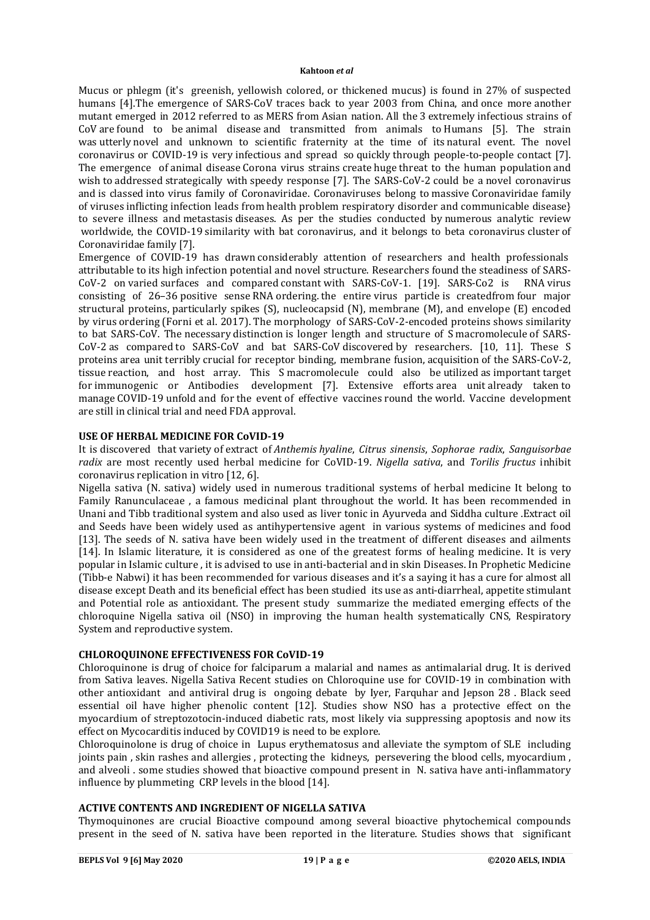Mucus or phlegm (it's greenish, yellowish colored, or thickened mucus) is found in 27% of suspected humans [4].The emergence of SARS-CoV traces back to year 2003 from China, and once more another mutant emerged in 2012 referred to as MERS from Asian nation. All the 3 extremely infectious strains of CoV are found to be animal disease and transmitted from animals to Humans [5]. The strain was utterly novel and unknown to scientific fraternity at the time of its natural event. The novel coronavirus or COVID-19 is very infectious and spread so quickly through people-to-people contact [7]. The emergence of animal disease Corona virus strains create huge threat to the human population and wish to addressed strategically with speedy response [7]. The SARS-CoV-2 could be a novel coronavirus and is classed into virus family of Coronaviridae. Coronaviruses belong to massive Coronaviridae family of viruses inflicting infection leads from health problem respiratory disorder and communicable disease} to severe illness and metastasis diseases. As per the studies conducted by numerous analytic review worldwide, the COVID-19 similarity with bat coronavirus, and it belongs to beta coronavirus cluster of Coronaviridae family [7].

Emergence of COVID-19 has drawn considerably attention of researchers and health professionals attributable to its high infection potential and novel structure. Researchers found the steadiness of SARS-CoV-2 on varied surfaces and compared constant with SARS-CoV-1. [19]. SARS-Co2 is RNA virus consisting of 26–36 positive sense RNA ordering. the entire virus particle is createdfrom four major structural proteins, particularly spikes (S), nucleocapsid (N), membrane (M), and envelope (E) encoded by virus ordering (Forni et al. 2017). The morphology of SARS-CoV-2-encoded proteins shows similarity to bat SARS-CoV. The necessary distinction is longer length and structure of S macromolecule of SARS-CoV-2 as compared to SARS-CoV and bat SARS-CoV discovered by researchers. [10, 11]. These S proteins area unit terribly crucial for receptor binding, membrane fusion, acquisition of the SARS-CoV-2, tissue reaction, and host array. This S macromolecule could also be utilized as important target for immunogenic or Antibodies development [7]. Extensive efforts area unit already taken to manage COVID-19 unfold and for the event of effective vaccines round the world. Vaccine development are still in clinical trial and need FDA approval.

## USE OF HERBAL MEDICINE FOR CoVID-19

It is discovered that variety of extract of *Anthemis hyaline*, *Citrus sinensis*, *Sophorae radix*, *Sanguisorbae radix* are most recently used herbal medicine for CoVID-19. *Nigella sativa*, and *Torilis fructus* inhibit coronavirus replication in vitro [12, 6].

Nigella sativa (N. sativa) widely used in numerous traditional systems of herbal medicine It belong to Family Ranunculaceae , a famous medicinal plant throughout the world. It has been recommended in Unani and Tibb traditional system and also used as liver tonic in Ayurveda and Siddha culture .Extract oil and Seeds have been widely used as antihypertensive agent in various systems of medicines and food [13]. The seeds of N. sativa have been widely used in the treatment of different diseases and ailments [14]. In Islamic literature, it is considered as one of the greatest forms of healing medicine. It is very popular in Islamic culture , it is advised to use in anti-bacterial and in skin Diseases. In Prophetic Medicine (Tibb-e Nabwi) it has been recommended for various diseases and it's a saying it has a cure for almost all disease except Death and its beneficial effect has been studied its use as anti-diarrheal, appetite stimulant and Potential role as antioxidant. The present study summarize the mediated emerging effects of the chloroquine Nigella sativa oil (NSO) in improving the human health systematically CNS, Respiratory System and reproductive system.

## CHLOROQUINONE EFFECTIVENESS FOR CoVID-19

Chloroquinone is drug of choice for falciparum a malarial and names as antimalarial drug. It is derived from Sativa leaves. Nigella Sativa Recent studies on Chloroquine use for COVID-19 in combination with other antioxidant and antiviral drug is ongoing debate by Iyer, Farquhar and Jepson 28 . Black seed essential oil have higher phenolic content [12]. Studies show NSO has a protective effect on the myocardium of streptozotocin-induced diabetic rats, most likely via suppressing apoptosis and now its effect on Mycocarditis induced by COVID19 is need to be explore.

Chloroquinolone is drug of choice in Lupus erythematosus and alleviate the symptom of SLE including joints pain , skin rashes and allergies , protecting the kidneys, persevering the blood cells, myocardium , and alveoli . some studies showed that bioactive compound present in N. sativa have anti-inflammatory influence by plummeting CRP levels in the blood [14].

## ACTIVE CONTENTS AND INGREDIENT OF NIGELLA SATIVA

Thymoquinones are crucial Bioactive compound among several bioactive phytochemical compounds present in the seed of N. sativa have been reported in the literature. Studies shows that significant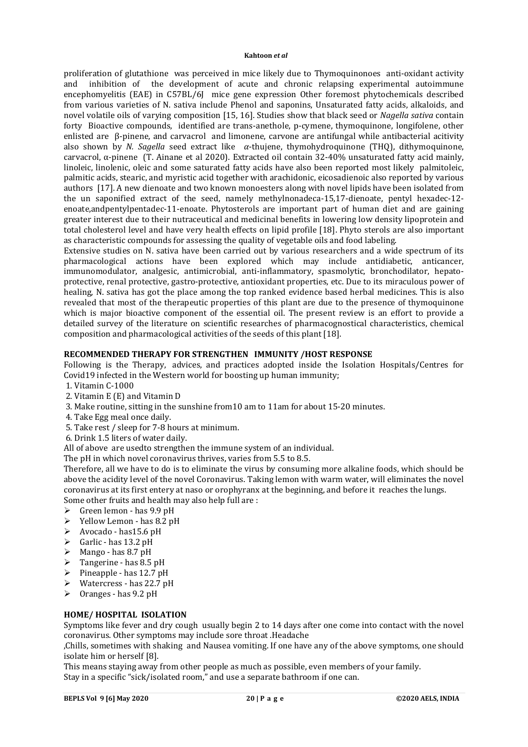proliferation of glutathione was perceived in mice likely due to Thymoquinonoes anti-oxidant activity and inhibition of the development of acute and chronic relapsing experimental autoimmune encephomyelitis (EAE) in C57BL/6J mice gene expression Other foremost phytochemicals described from various varieties of N. sativa include Phenol and saponins, Unsaturated fatty acids, alkaloids, and novel volatile oils of varying composition [15, 16]. Studies show that black seed or *Nagella sativa* contain forty Bioactive compounds, identified are trans-anethole, p-cymene, thymoquinone, longifolene, other enlisted are β-pinene, and carvacrol and limonene, carvone are antifungal while antibacterial acitivity also shown by *N. Sagella* seed extract like *α*-thujene, thymohydroquinone (THQ), dithymoquinone, carvacrol, α-pinene (T. Ainane et al 2020). Extracted oil contain 32-40% unsaturated fatty acid mainly, linoleic, linolenic, oleic and some saturated fatty acids have also been reported most likely palmitoleic, palmitic acids, stearic, and myristic acid together with arachidonic, eicosadienoic also reported by various authors [17]. A new dienoate and two known monoesters along with novel lipids have been isolated from the un saponified extract of the seed, namely methylnonadeca-15,17-dienoate, pentyl hexadec-12-enoate,andpentylpentadec-11-enoate. Phytosterols are important part of human diet and are gaining greater interest due to their nutraceutical and medicinal benefits in lowering low density lipoprotein and total cholesterol level and have very health effects on lipid profile [18]. Phyto sterols are also important as characteristic compounds for assessing the quality of vegetable oils and food labeling.

Extensive studies on N. sativa have been carried out by various researchers and a wide spectrum of its pharmacological actions have been explored which may include antidiabetic, anticancer, immunomodulator, analgesic, antimicrobial, anti-inflammatory, spasmolytic, bronchodilator, hepato-protective, renal protective, gastro-protective, antioxidant properties, etc. Due to its miraculous power of healing, N. sativa has got the place among the top ranked evidence based herbal medicines. This is also revealed that most of the therapeutic properties of this plant are due to the presence of thymoquinone which is major bioactive component of the essential oil. The present review is an effort to provide a detailed survey of the literature on scientific researches of pharmacognostical characteristics, chemical composition and pharmacological activities of the seeds of this plant [18].

## RECOMMENDED THERAPY FOR STRENGTHEN IMMUNITY /HOST RESPONSE

Following is the Therapy, advices, and practices adopted inside the Isolation Hospitals/Centres for Covid19 infected in the Western world for boosting up human immunity;

1. Vitamin C-1000
2. Vitamin E (E) and Vitamin D
3. Make routine, sitting in the sunshine from10 am to 11am for about 15-20 minutes.
4. Take Egg meal once daily.
5. Take rest / sleep for 7-8 hours at minimum.
6. Drink 1.5 liters of water daily.

All of above are usedto strengthen the immune system of an individual.

The pH in which novel coronavirus thrives, varies from 5.5 to 8.5.

Therefore, all we have to do is to eliminate the virus by consuming more alkaline foods, which should be above the acidity level of the novel Coronavirus. Taking lemon with warm water, will eliminates the novel coronavirus at its first entery at naso or orophyranx at the beginning, and before it reaches the lungs.

Some other fruits and health may also help full are :

- Green lemon - has 9.9 pH
- Yellow Lemon - has 8.2 pH
- Avocado - has15.6 pH
- Garlic - has 13.2 pH
- Mango - has 8.7 pH
- Tangerine - has 8.5 pH
- Pineapple - has 12.7 pH
- Watercress - has 22.7 pH
- Oranges - has 9.2 pH

## HOME/ HOSPITAL ISOLATION

Symptoms like fever and dry cough usually begin 2 to 14 days after one come into contact with the novel coronavirus. Other symptoms may include sore throat .Headache

,Chills, sometimes with shaking and Nausea vomiting. If one have any of the above symptoms, one should isolate him or herself [8].

This means staying away from other people as much as possible, even members of your family.

Stay in a specific "sick/isolated room," and use a separate bathroom if one can.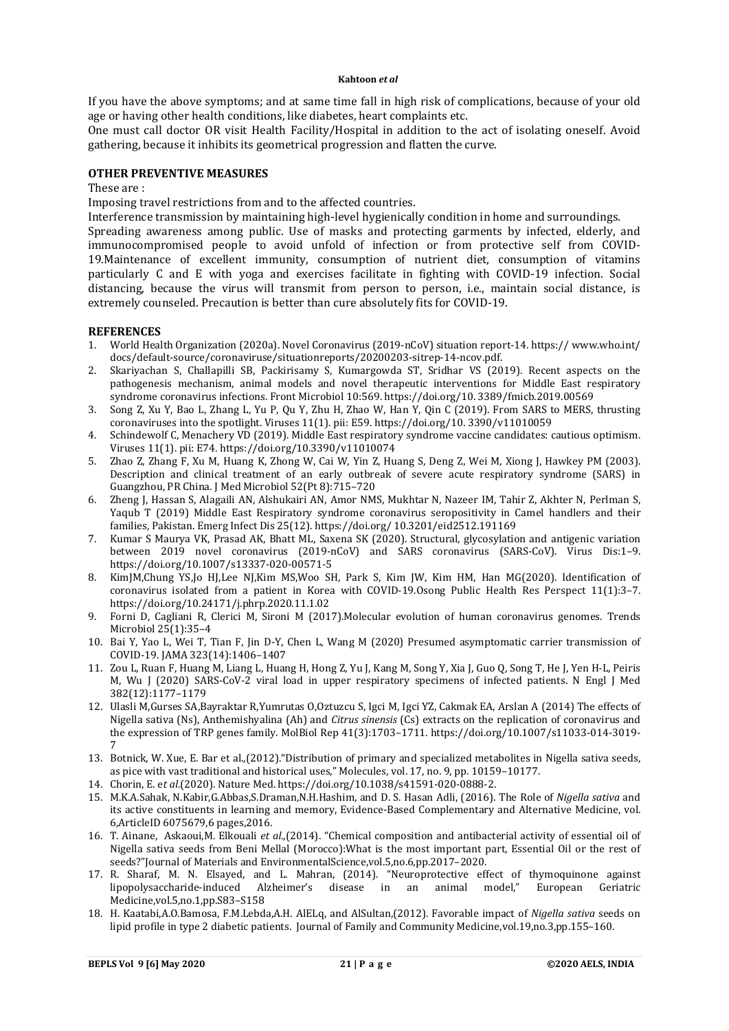If you have the above symptoms; and at same time fall in high risk of complications, because of your old age or having other health conditions, like diabetes, heart complaints etc.

One must call doctor OR visit Health Facility/Hospital in addition to the act of isolating oneself. Avoid gathering, because it inhibits its geometrical progression and flatten the curve.

## OTHER PREVENTIVE MEASURES

These are :

Imposing travel restrictions from and to the affected countries.

Interference transmission by maintaining high-level hygienically condition in home and surroundings.

Spreading awareness among public. Use of masks and protecting garments by infected, elderly, and immunocompromised people to avoid unfold of infection or from protective self from COVID-19.Maintenance of excellent immunity, consumption of nutrient diet, consumption of vitamins particularly C and E with yoga and exercises facilitate in fighting with COVID-19 infection. Social distancing, because the virus will transmit from person to person, i.e., maintain social distance, is extremely counseled. Precaution is better than cure absolutely fits for COVID-19.

## REFERENCES

1. World Health Organization (2020a). Novel Coronavirus (2019-nCoV) situation report-14. https:// www.who.int/ docs/default-source/coronaviruse/situationreports/20200203-sitrep-14-ncov.pdf.
2. Skariyachan S, Challapilli SB, Packirisamy S, Kumargowda ST, Sridhar VS (2019). Recent aspects on the pathogenesis mechanism, animal models and novel therapeutic interventions for Middle East respiratory syndrome coronavirus infections. Front Microbiol 10:569. https://doi.org/10. 3389/fmicb.2019.00569
3. Song Z, Xu Y, Bao L, Zhang L, Yu P, Qu Y, Zhu H, Zhao W, Han Y, Qin C (2019). From SARS to MERS, thrusting coronaviruses into the spotlight. Viruses 11(1). pii: E59. https://doi.org/10. 3390/v11010059
4. Schindewolf C, Menachery VD (2019). Middle East respiratory syndrome vaccine candidates: cautious optimism. Viruses 11(1). pii: E74. https://doi.org/10.3390/v11010074
5. Zhao Z, Zhang F, Xu M, Huang K, Zhong W, Cai W, Yin Z, Huang S, Deng Z, Wei M, Xiong J, Hawkey PM (2003). Description and clinical treatment of an early outbreak of severe acute respiratory syndrome (SARS) in Guangzhou, PR China. J Med Microbiol 52(Pt 8):715–720
6. Zheng J, Hassan S, Alagaili AN, Alshukairi AN, Amor NMS, Mukhtar N, Nazeer IM, Tahir Z, Akhter N, Perlman S, Yaqub T (2019) Middle East Respiratory syndrome coronavirus seropositivity in Camel handlers and their families, Pakistan. Emerg Infect Dis 25(12). https://doi.org/ 10.3201/eid2512.191169
7. Kumar S Maurya VK, Prasad AK, Bhatt ML, Saxena SK (2020). Structural, glycosylation and antigenic variation between 2019 novel coronavirus (2019-nCoV) and SARS coronavirus (SARS-CoV). Virus Dis:1–9. https://doi.org/10.1007/s13337-020-00571-5
8. KimJM,Chung YS,Jo HJ,Lee NJ,Kim MS,Woo SH, Park S, Kim JW, Kim HM, Han MG(2020). Identification of coronavirus isolated from a patient in Korea with COVID-19.Osong Public Health Res Perspect 11(1):3–7. https://doi.org/10.24171/j.phrp.2020.11.1.02
9. Forni D, Cagliani R, Clerici M, Sironi M (2017).Molecular evolution of human coronavirus genomes. Trends Microbiol 25(1):35–4
10. Bai Y, Yao L, Wei T, Tian F, Jin D-Y, Chen L, Wang M (2020) Presumed asymptomatic carrier transmission of COVID-19. JAMA 323(14):1406–1407
11. Zou L, Ruan F, Huang M, Liang L, Huang H, Hong Z, Yu J, Kang M, Song Y, Xia J, Guo Q, Song T, He J, Yen H-L, Peiris M, Wu J (2020) SARS-CoV-2 viral load in upper respiratory specimens of infected patients. N Engl J Med 382(12):1177–1179
12. Ulasli M,Gurses SA,Bayraktar R,Yumrutas O,Oztuzcu S, Igci M, Igci YZ, Cakmak EA, Arslan A (2014) The effects of Nigella sativa (Ns), Anthemishyalina (Ah) and *Citrus sinensis* (Cs) extracts on the replication of coronavirus and the expression of TRP genes family. MolBiol Rep 41(3):1703–1711. https://doi.org/10.1007/s11033-014-3019-7
13. Botnick, W. Xue, E. Bar et al.,(2012)."Distribution of primary and specialized metabolites in Nigella sativa seeds, as pice with vast traditional and historical uses," Molecules, vol. 17, no. 9, pp. 10159–10177.
14. Chorin, E. e*t al*.(2020). Nature Med. https://doi.org/10.1038/s41591-020-0888-2.
15. M.K.A.Sahak, N.Kabir,G.Abbas,S.Draman,N.H.Hashim, and D. S. Hasan Adli, (2016). The Role of *Nigella sativa* and its active constituents in learning and memory, Evidence-Based Complementary and Alternative Medicine, vol. 6,ArticleID 6075679,6 pages,2016.
16. T. Ainane, Askaoui,M. Elkouali *et al*.,(2014). "Chemical composition and antibacterial activity of essential oil of Nigella sativa seeds from Beni Mellal (Morocco):What is the most important part, Essential Oil or the rest of seeds?"Journal of Materials and EnvironmentalScience,vol.5,no.6,pp.2017–2020.
17. R. Sharaf, M. N. Elsayed, and L. Mahran, (2014). "Neuroprotective effect of thymoquinone against lipopolysaccharide-induced Alzheimer's disease in an animal model," European Geriatric Medicine,vol.5,no.1,pp.S83–S158
18. H. Kaatabi,A.O.Bamosa, F.M.Lebda,A.H. AlELq, and AlSultan,(2012). Favorable impact of *Nigella sativa* seeds on lipid profile in type 2 diabetic patients. Journal of Family and Community Medicine,vol.19,no.3,pp.155–160.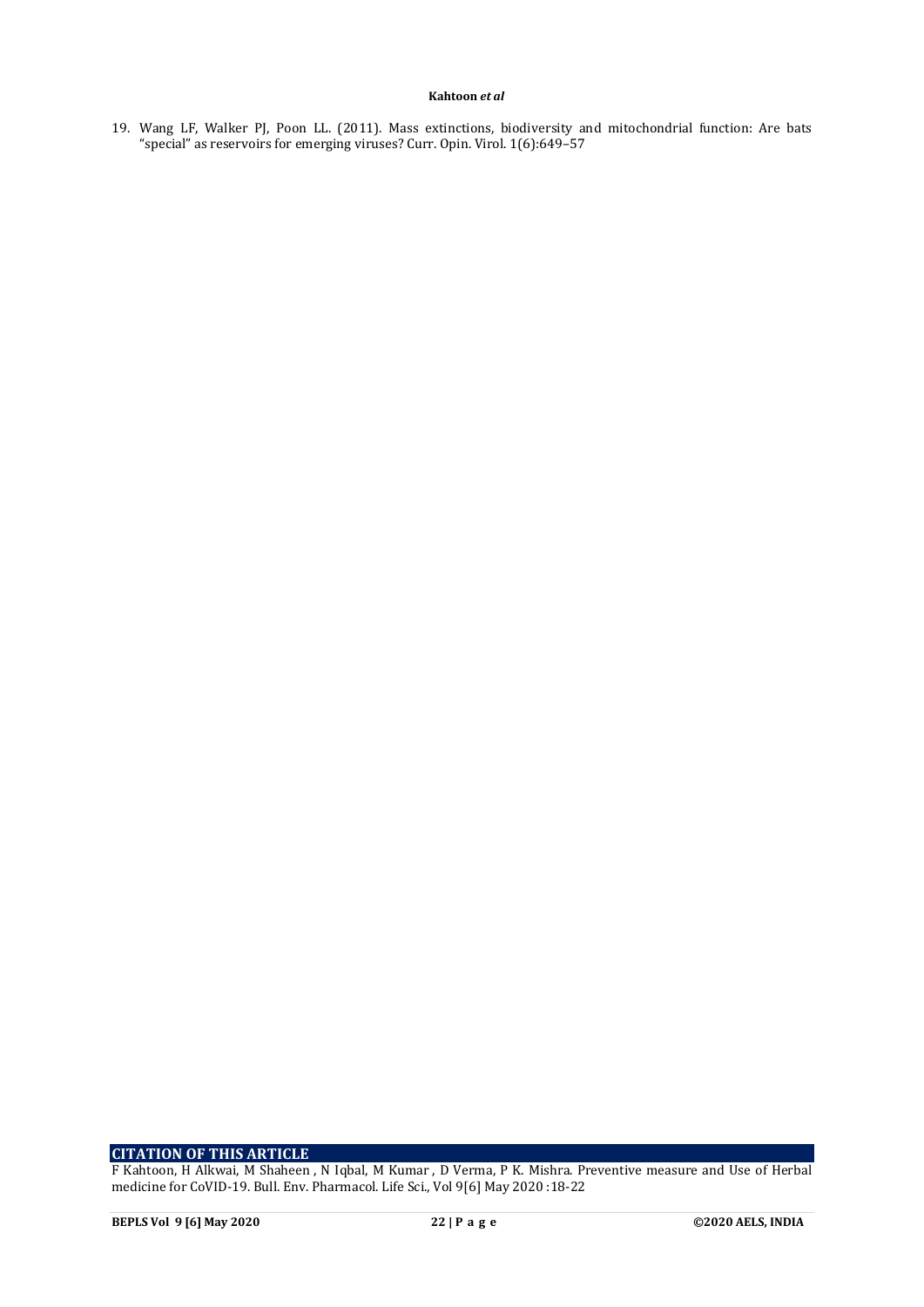19. Wang LF, Walker PJ, Poon LL. (2011). Mass extinctions, biodiversity and mitochondrial function: Are bats "special" as reservoirs for emerging viruses? Curr. Opin. Virol. 1(6):649–57

**CITATION OF THIS ARTICLE**

F Kahtoon, H Alkwai, M Shaheen , N Iqbal, M Kumar , D Verma, P K. Mishra. Preventive measure and Use of Herbal medicine for CoVID-19. Bull. Env. Pharmacol. Life Sci., Vol 9[6] May 2020 :18-22